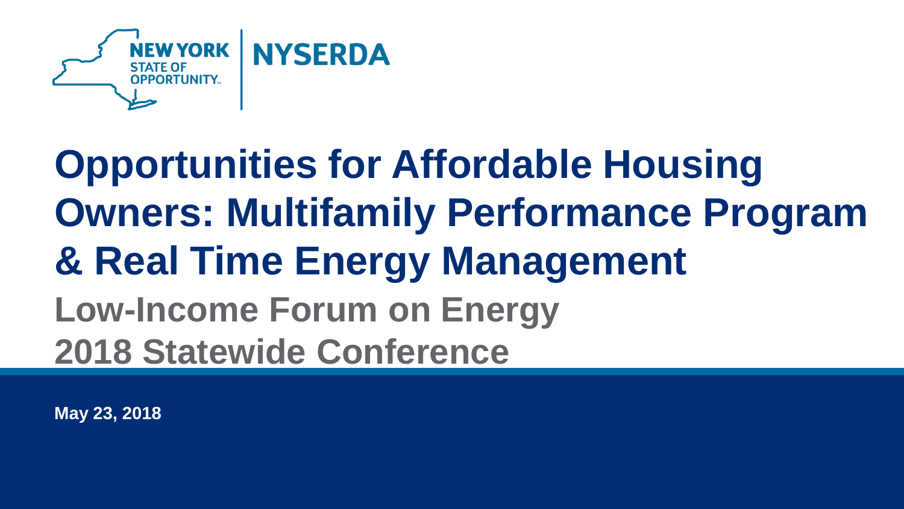NEW YORK STATE OF OPPORTUNITY | NYSERDA

# Opportunities for Affordable Housing Owners: Multifamily Performance Program & Real Time Energy Management

## Low-Income Forum on Energy 2018 Statewide Conference

**May 23, 2018**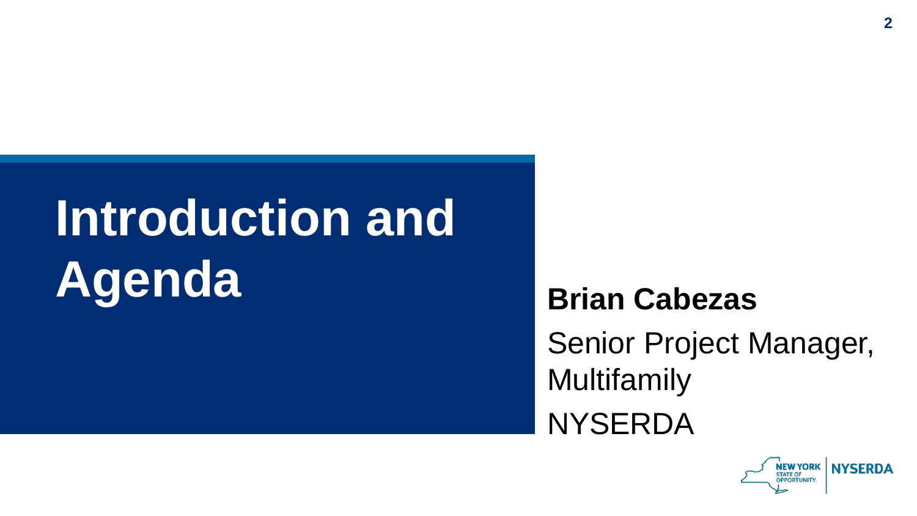# Introduction and Agenda

**Brian Cabezas**

Senior Project Manager, Multifamily

NYSERDA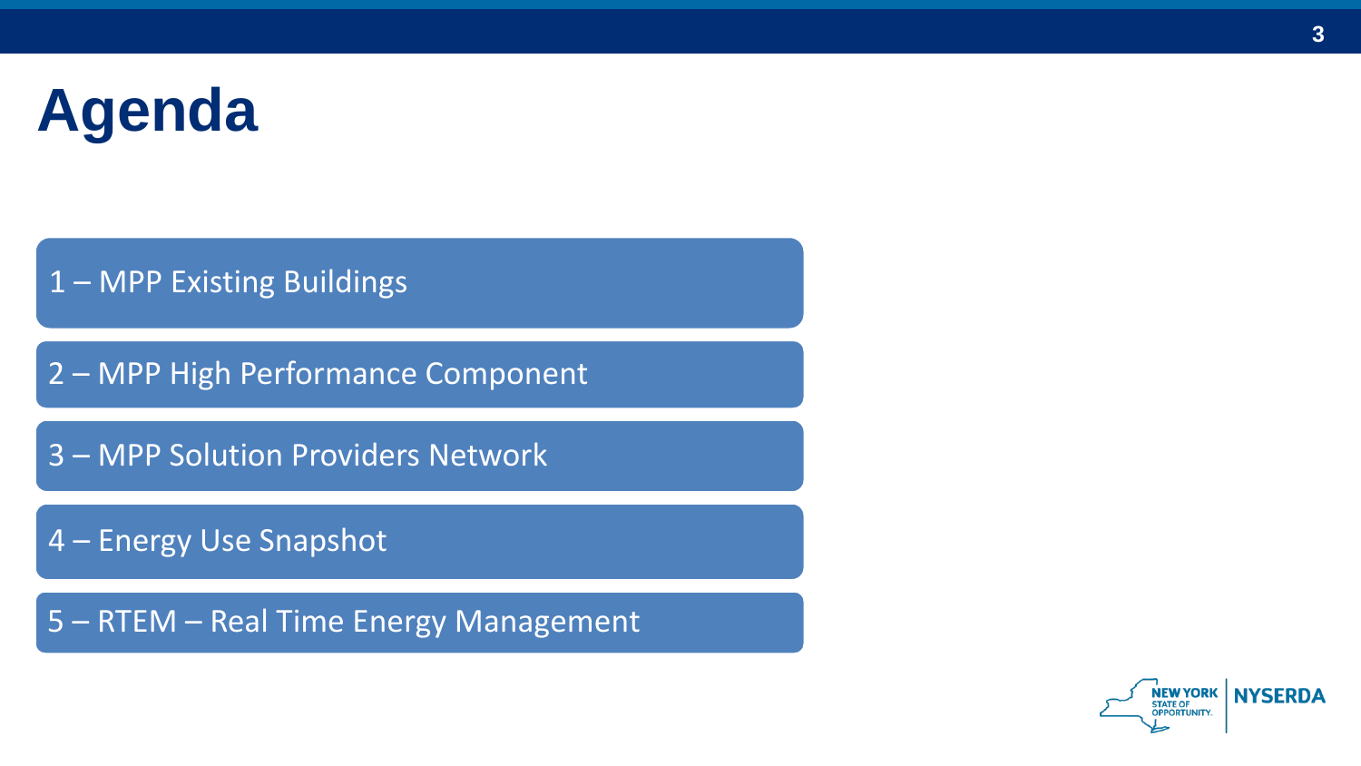# Agenda

1 – MPP Existing Buildings

2 – MPP High Performance Component

3 – MPP Solution Providers Network

4 – Energy Use Snapshot

5 – RTEM – Real Time Energy Management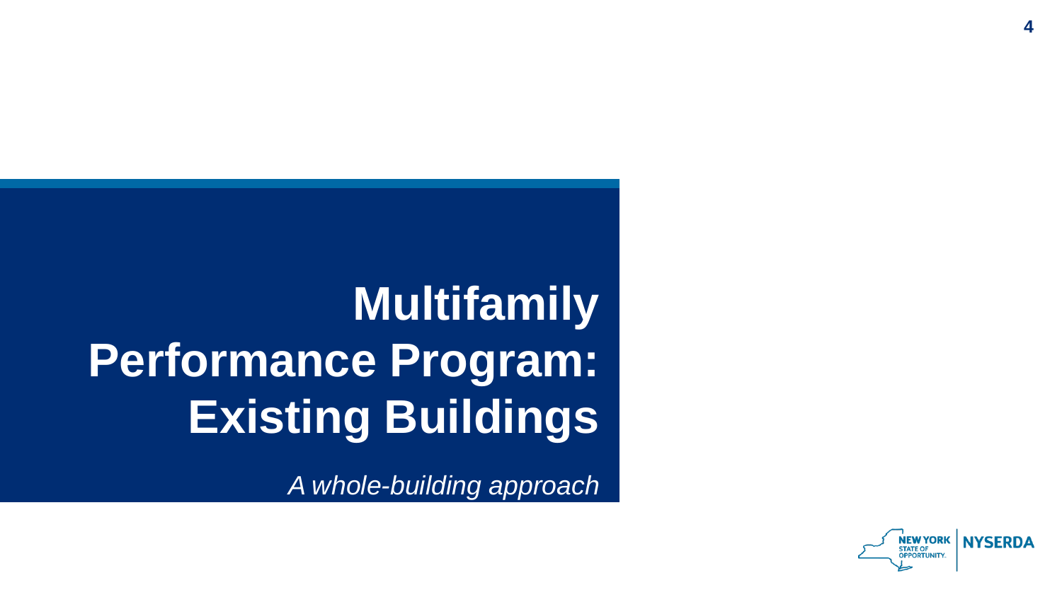# Multifamily Performance Program: Existing Buildings

*A whole-building approach*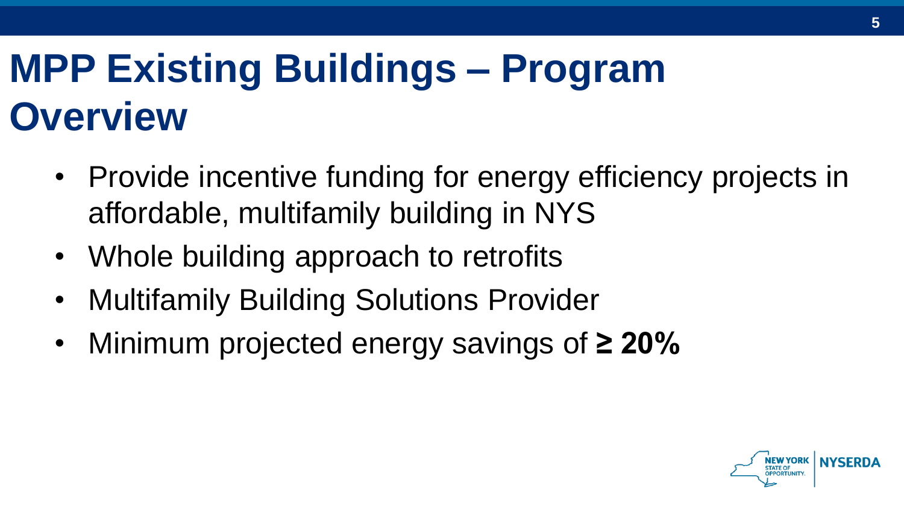# MPP Existing Buildings – Program Overview

- Provide incentive funding for energy efficiency projects in affordable, multifamily building in NYS
- Whole building approach to retrofits
- Multifamily Building Solutions Provider
- Minimum projected energy savings of **≥ 20%**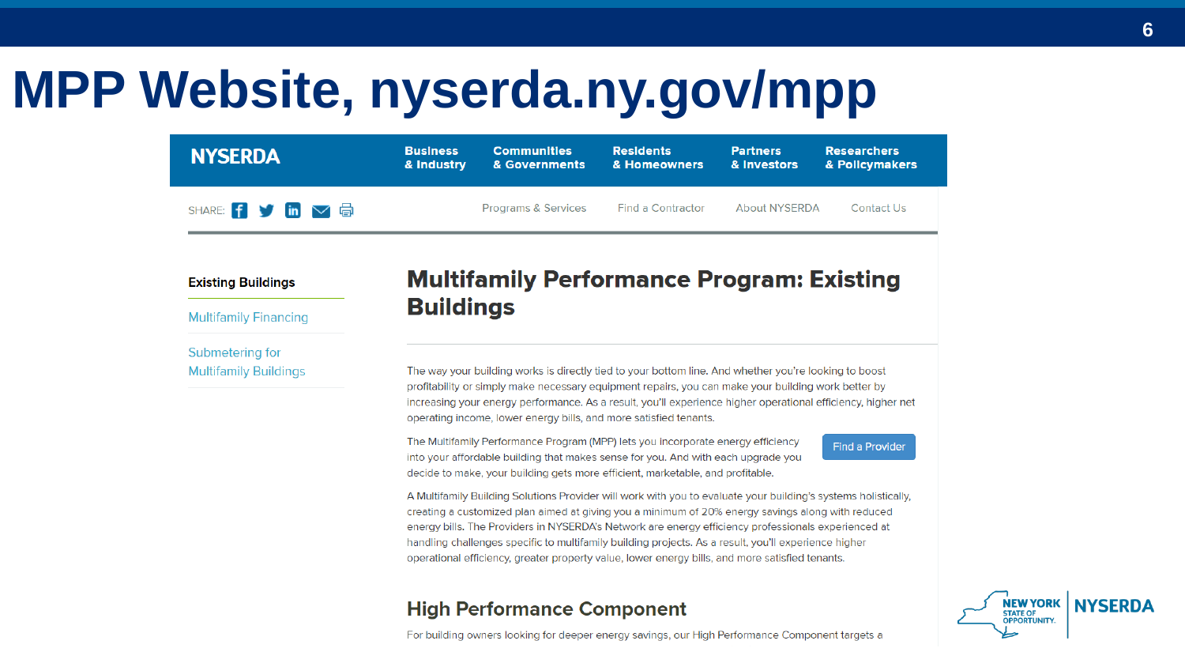# MPP Website, nyserda.ny.gov/mpp

NYSERDA

Business & Industry | Communities & Governments | Residents & Homeowners | Partners & Investors | Researchers & Policymakers

SHARE:

Programs & Services | Find a Contractor | About NYSERDA | Contact Us

Existing Buildings

Multifamily Financing

Submetering for Multifamily Buildings

## Multifamily Performance Program: Existing Buildings

The way your building works is directly tied to your bottom line. And whether you're looking to boost profitability or simply make necessary equipment repairs, you can make your building work better by increasing your energy performance. As a result, you'll experience higher operational efficiency, higher net operating income, lower energy bills, and more satisfied tenants.

The Multifamily Performance Program (MPP) lets you incorporate energy efficiency into your affordable building that makes sense for you. And with each upgrade you decide to make, your building gets more efficient, marketable, and profitable.

Find a Provider

A Multifamily Building Solutions Provider will work with you to evaluate your building's systems holistically, creating a customized plan aimed at giving you a minimum of 20% energy savings along with reduced energy bills. The Providers in NYSERDA's Network are energy efficiency professionals experienced at handling challenges specific to multifamily building projects. As a result, you'll experience higher operational efficiency, greater property value, lower energy bills, and more satisfied tenants.

### High Performance Component

For building owners looking for deeper energy savings, our High Performance Component targets a

NEW YORK STATE OF OPPORTUNITY. | NYSERDA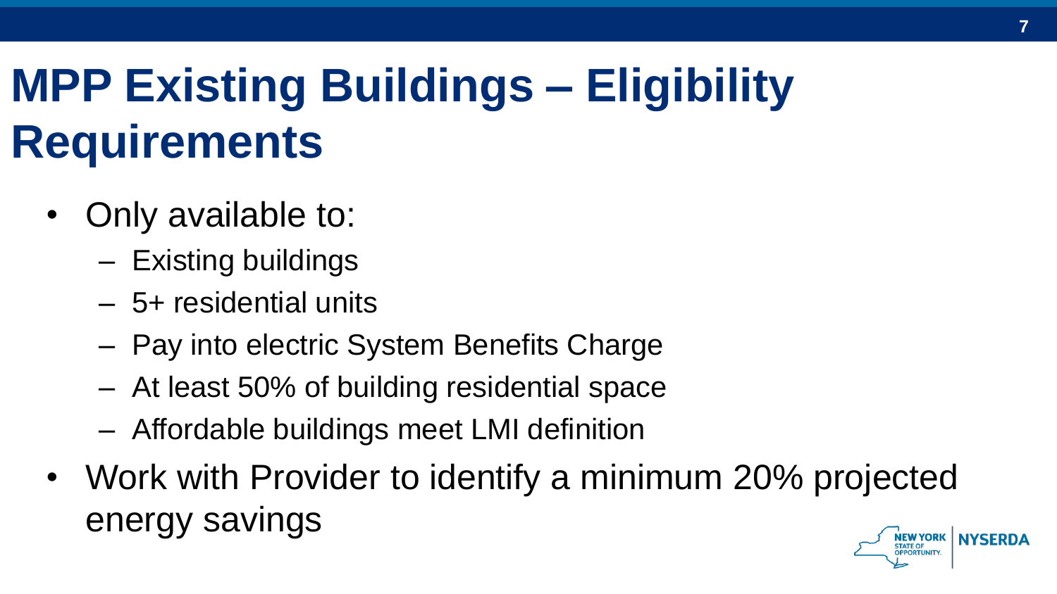# MPP Existing Buildings – Eligibility Requirements

- Only available to:
  - Existing buildings
  - 5+ residential units
  - Pay into electric System Benefits Charge
  - At least 50% of building residential space
  - Affordable buildings meet LMI definition
- Work with Provider to identify a minimum 20% projected energy savings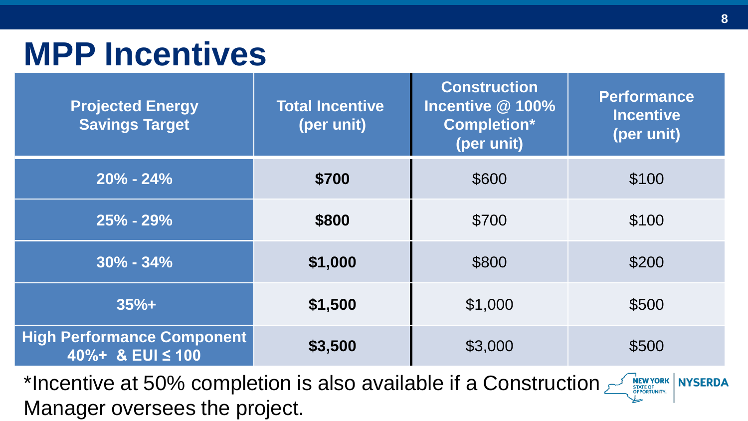# MPP Incentives

| Projected Energy Savings Target | Total Incentive (per unit) | Construction Incentive @ 100% Completion* (per unit) | Performance Incentive (per unit) |
|---|---|---|---|
| 20% - 24% | **$700** | $600 | $100 |
| 25% - 29% | **$800** | $700 | $100 |
| 30% - 34% | **$1,000** | $800 | $200 |
| 35%+ | **$1,500** | $1,000 | $500 |
| High Performance Component 40%+ & EUI ≤ 100 | **$3,500** | $3,000 | $500 |

*Incentive at 50% completion is also available if a Construction Manager oversees the project.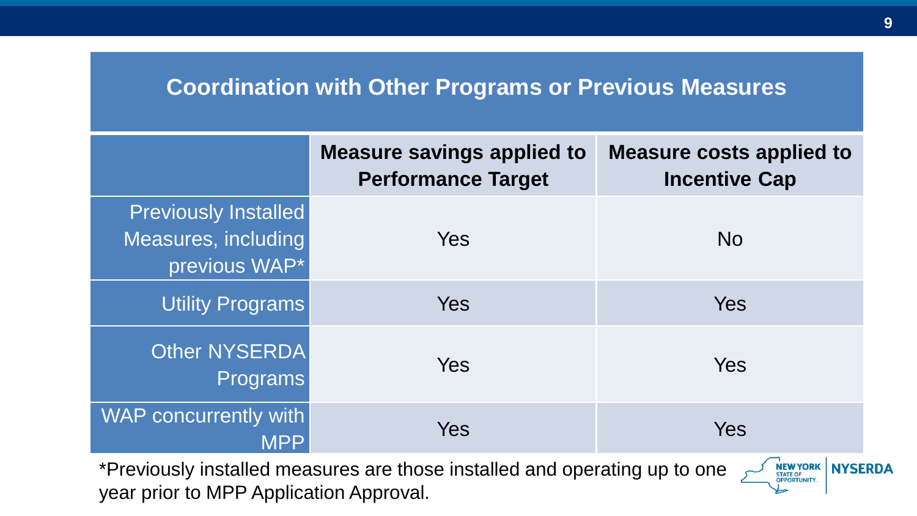## Coordination with Other Programs or Previous Measures

| | Measure savings applied to Performance Target | Measure costs applied to Incentive Cap |
|---|---|---|
| Previously Installed Measures, including previous WAP* | Yes | No |
| Utility Programs | Yes | Yes |
| Other NYSERDA Programs | Yes | Yes |
| WAP concurrently with MPP | Yes | Yes |

*Previously installed measures are those installed and operating up to one year prior to MPP Application Approval.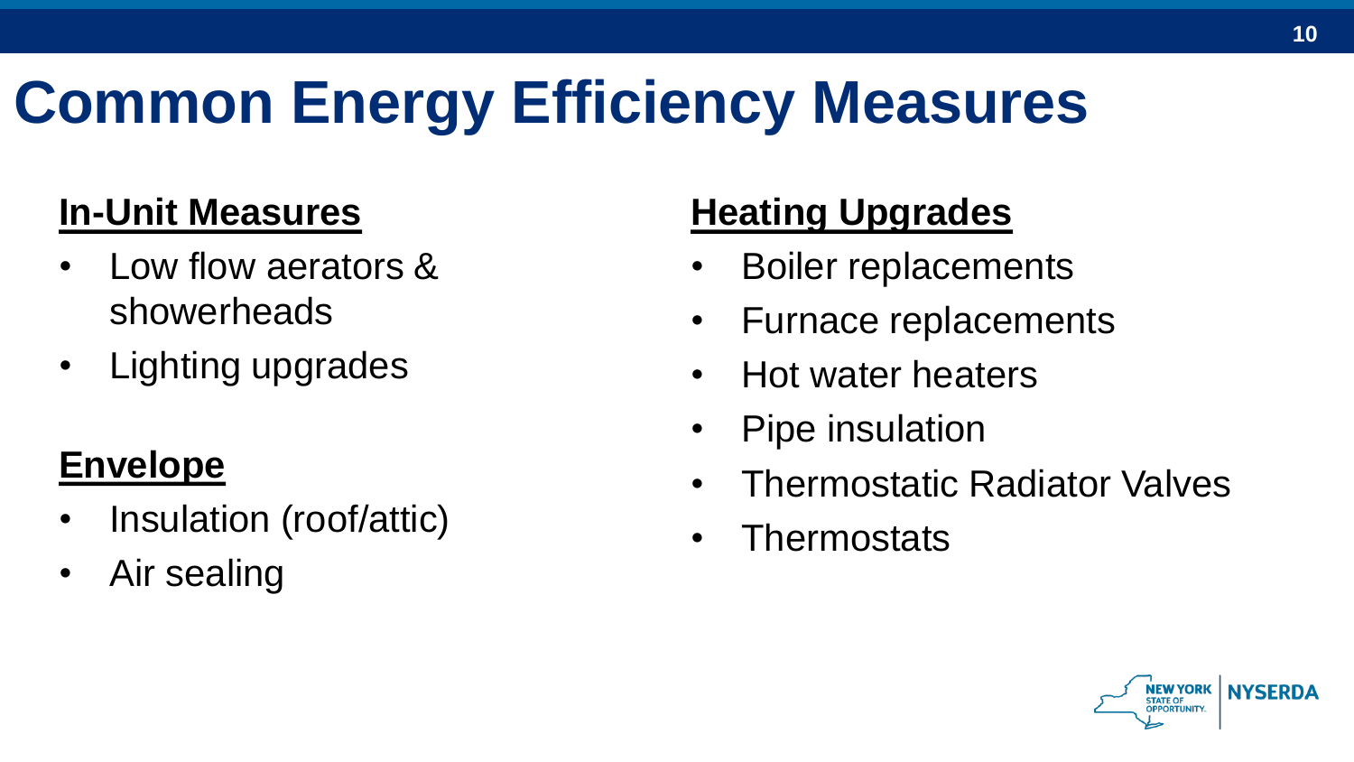# Common Energy Efficiency Measures

**In-Unit Measures**

- Low flow aerators & showerheads
- Lighting upgrades

**Envelope**

- Insulation (roof/attic)
- Air sealing

**Heating Upgrades**

- Boiler replacements
- Furnace replacements
- Hot water heaters
- Pipe insulation
- Thermostatic Radiator Valves
- Thermostats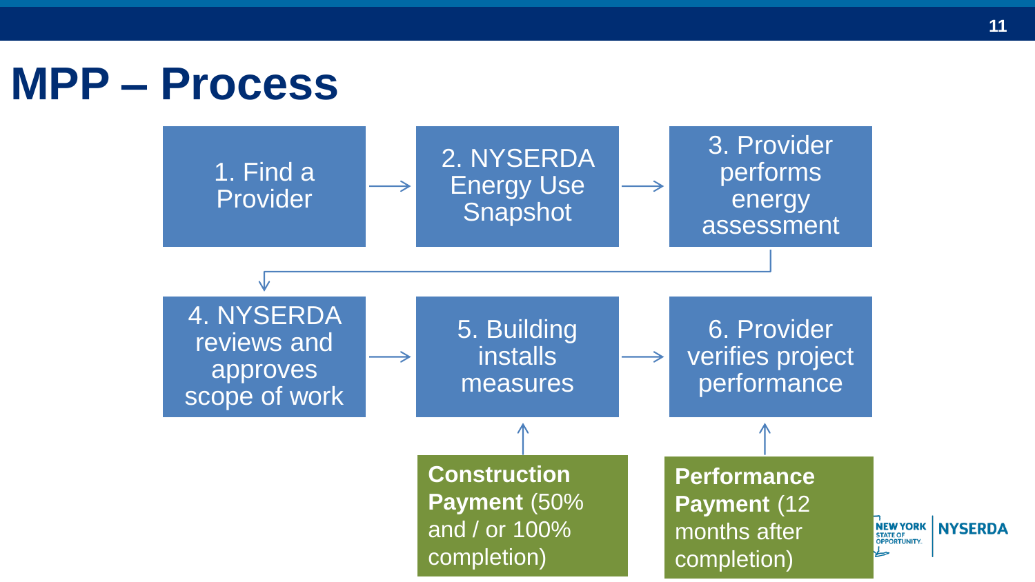# MPP – Process

1. Find a Provider
2. NYSERDA Energy Use Snapshot
3. Provider performs energy assessment
4. NYSERDA reviews and approves scope of work
5. Building installs measures
6. Provider verifies project performance

**Construction Payment** (50% and / or 100% completion)

**Performance Payment** (12 months after completion)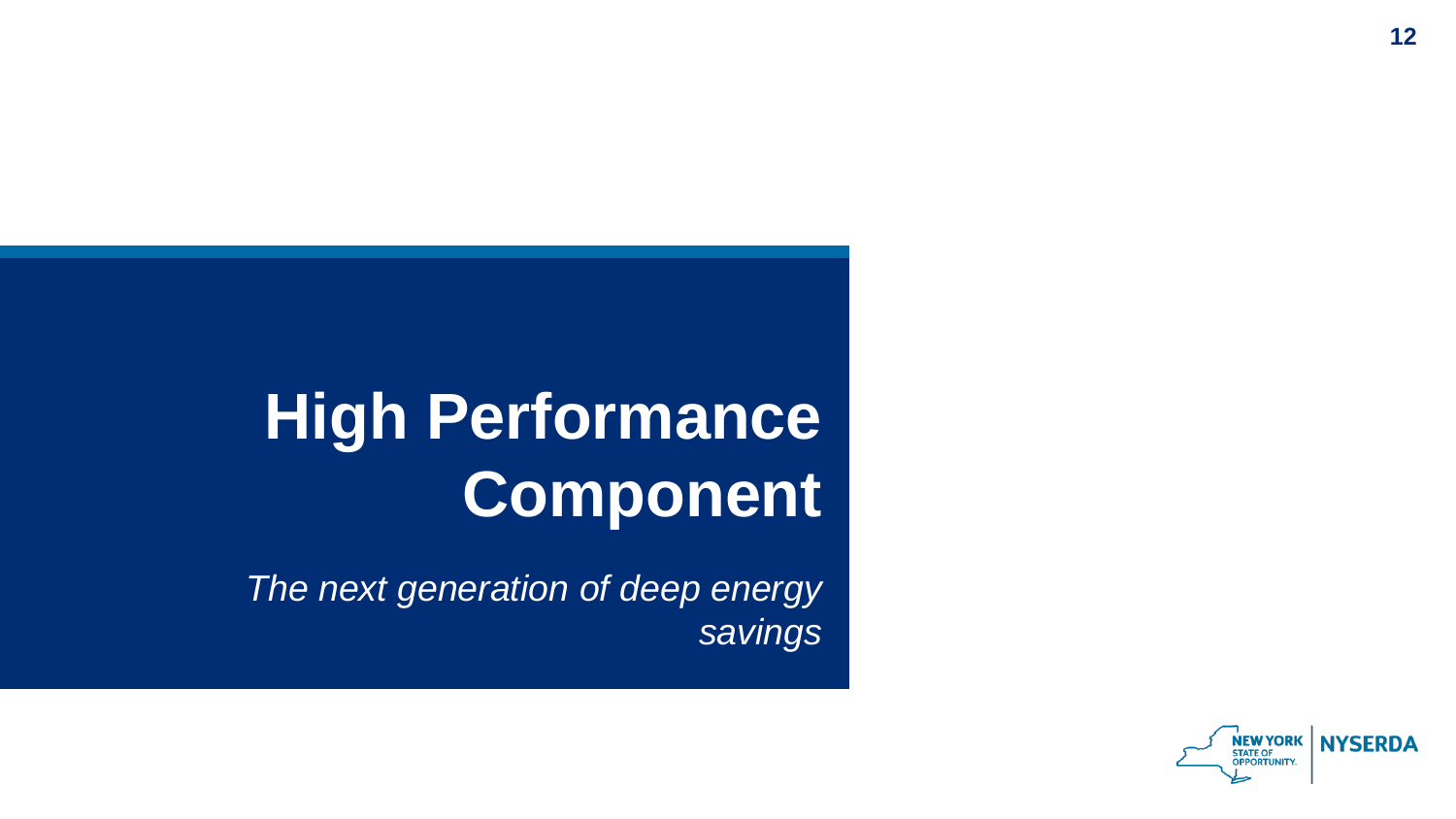# High Performance Component

*The next generation of deep energy savings*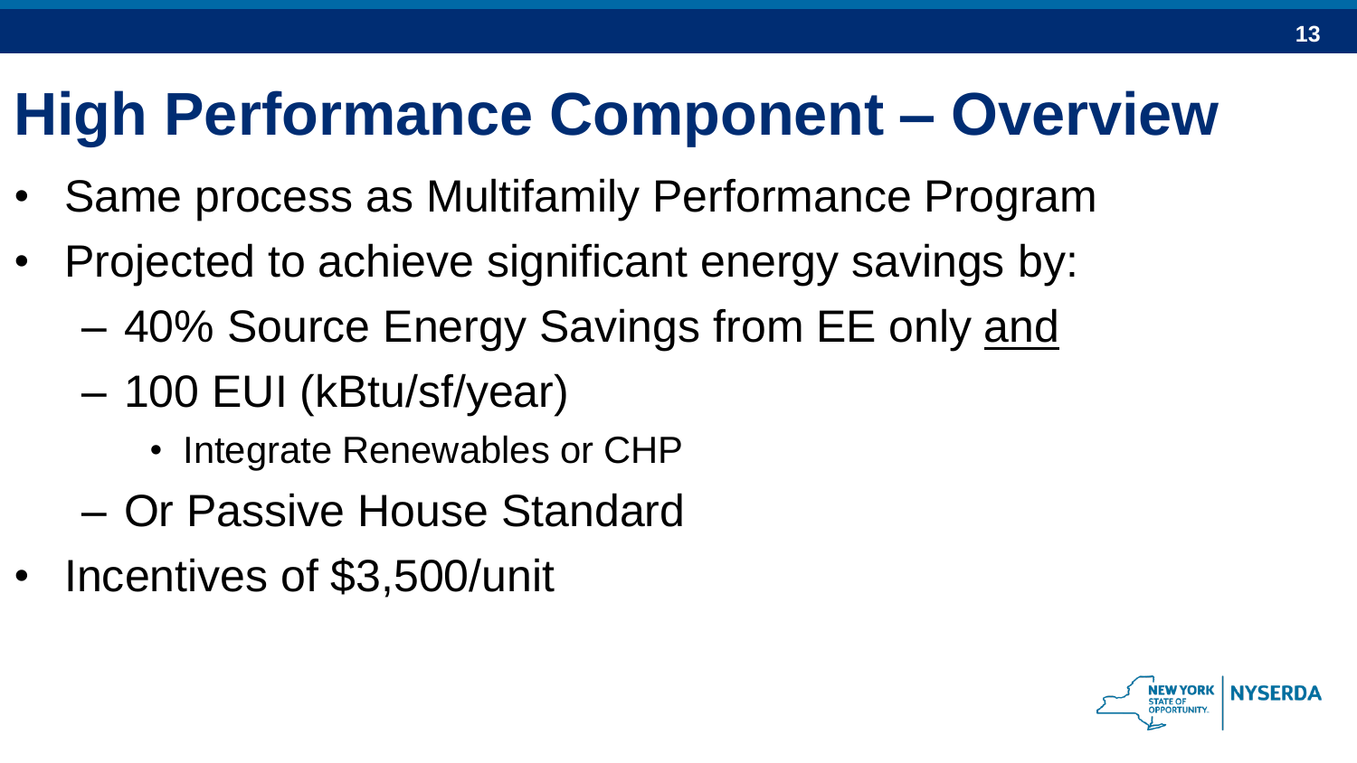# High Performance Component – Overview

- Same process as Multifamily Performance Program
- Projected to achieve significant energy savings by:
  - 40% Source Energy Savings from EE only <u>and</u>
  - 100 EUI (kBtu/sf/year)
    - Integrate Renewables or CHP
  - Or Passive House Standard
- Incentives of $3,500/unit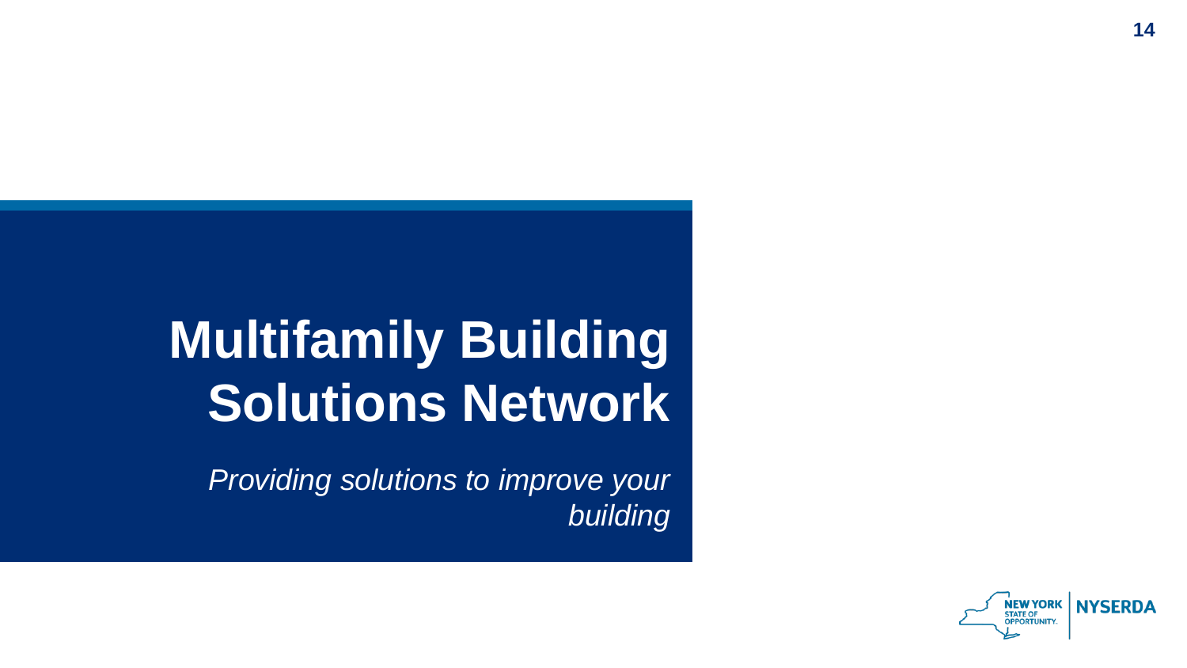# Multifamily Building Solutions Network

*Providing solutions to improve your building*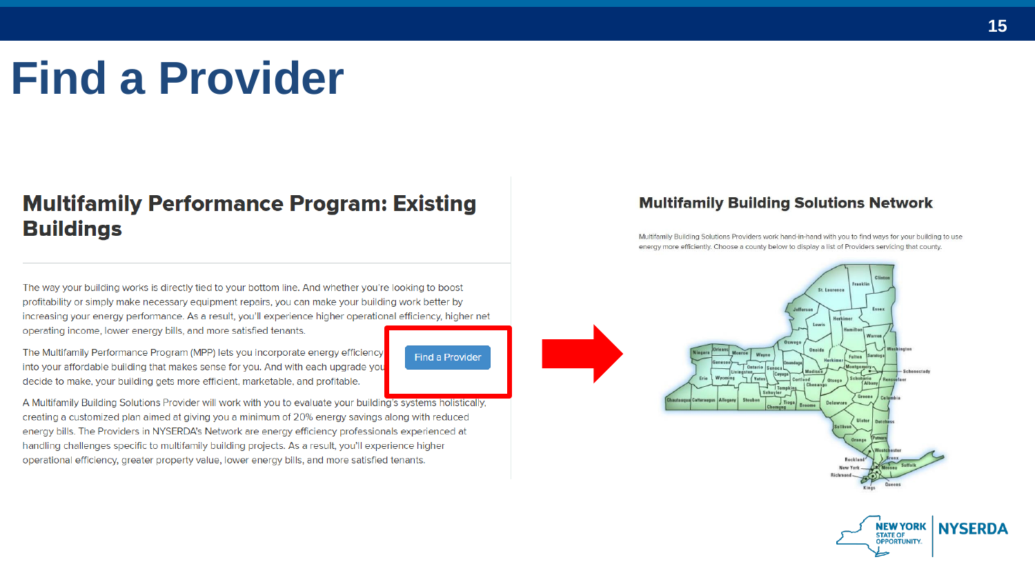# Find a Provider

## Multifamily Performance Program: Existing Buildings

The way your building works is directly tied to your bottom line. And whether you're looking to boost profitability or simply make necessary equipment repairs, you can make your building work better by increasing your energy performance. As a result, you'll experience higher operational efficiency, higher net operating income, lower energy bills, and more satisfied tenants.

The Multifamily Performance Program (MPP) lets you incorporate energy efficiency into your affordable building that makes sense for you. And with each upgrade you decide to make, your building gets more efficient, marketable, and profitable.

Find a Provider

A Multifamily Building Solutions Provider will work with you to evaluate your building's systems holistically, creating a customized plan aimed at giving you a minimum of 20% energy savings along with reduced energy bills. The Providers in NYSERDA's Network are energy efficiency professionals experienced at handling challenges specific to multifamily building projects. As a result, you'll experience higher operational efficiency, greater property value, lower energy bills, and more satisfied tenants.

## Multifamily Building Solutions Network

Multifamily Building Solutions Providers work hand-in-hand with you to find ways for your building to use energy more efficiently. Choose a county below to display a list of Providers servicing that county.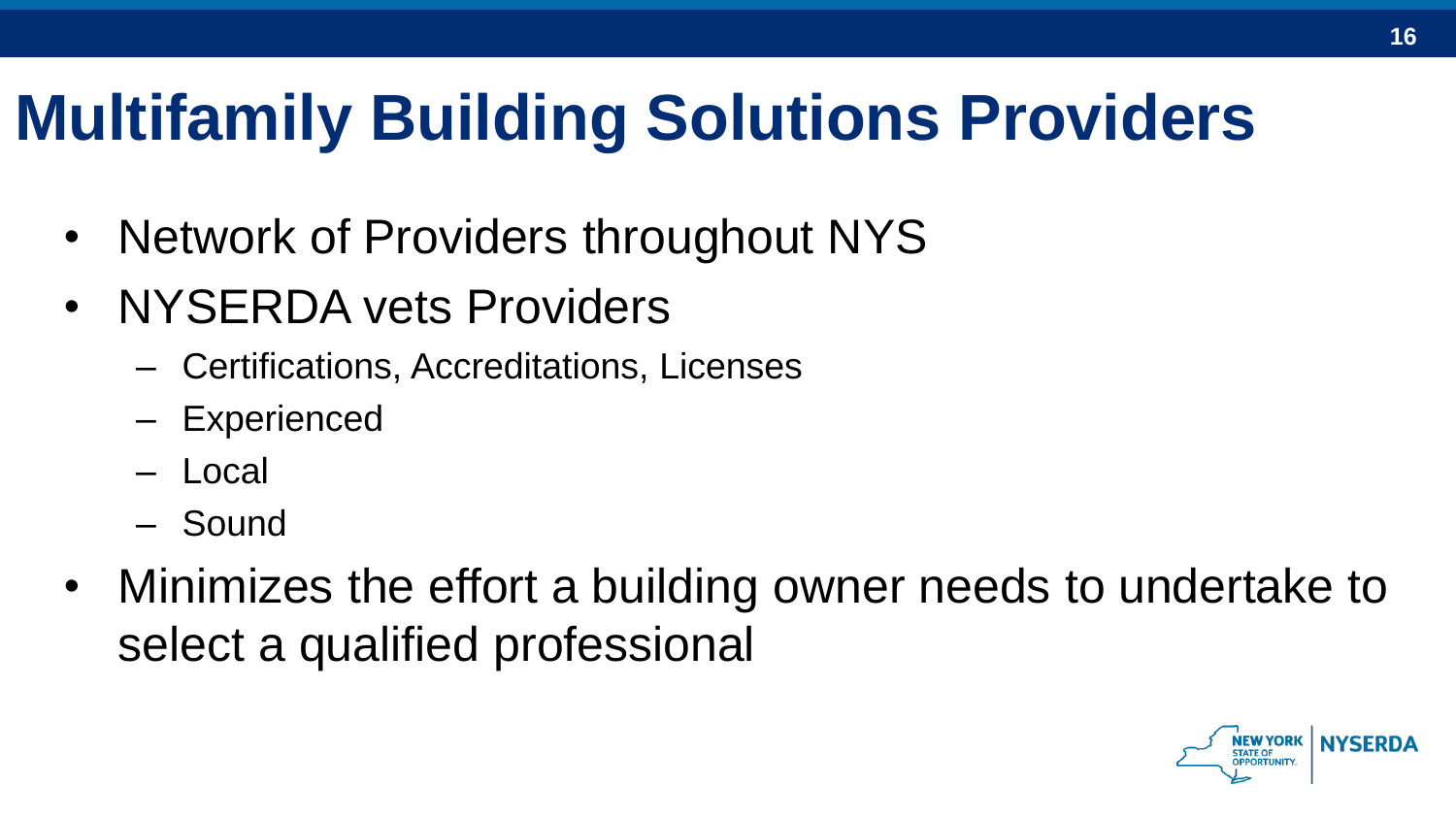# Multifamily Building Solutions Providers

- Network of Providers throughout NYS
- NYSERDA vets Providers
  - Certifications, Accreditations, Licenses
  - Experienced
  - Local
  - Sound
- Minimizes the effort a building owner needs to undertake to select a qualified professional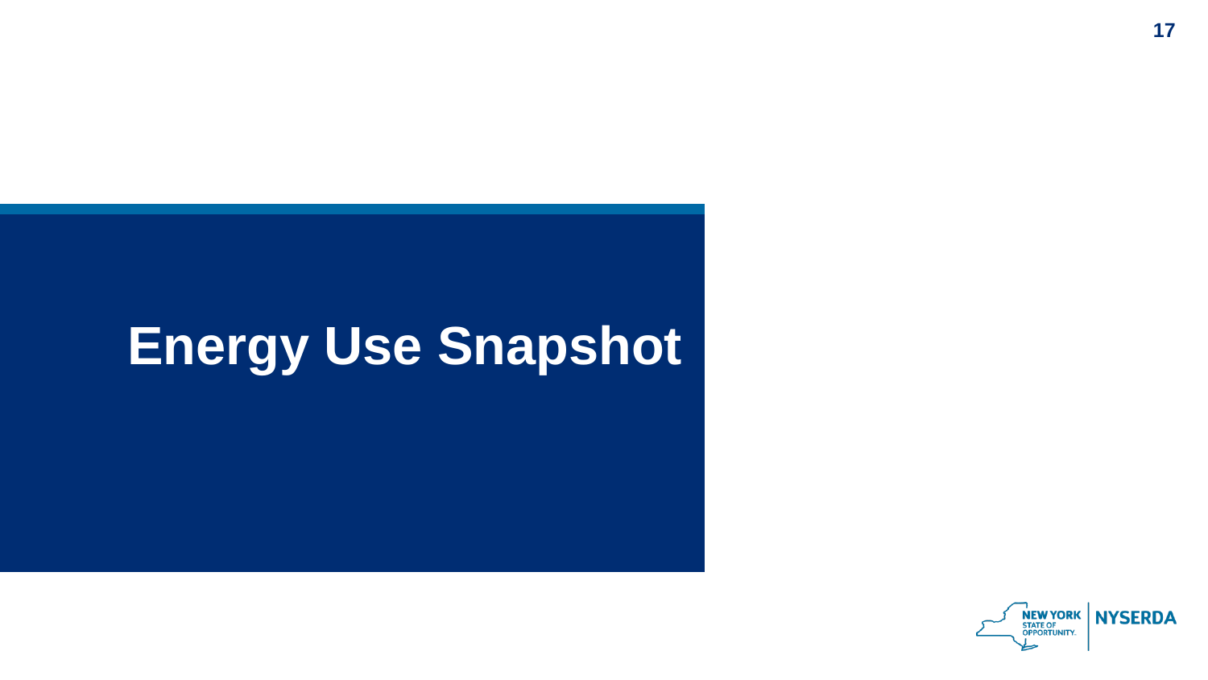# Energy Use Snapshot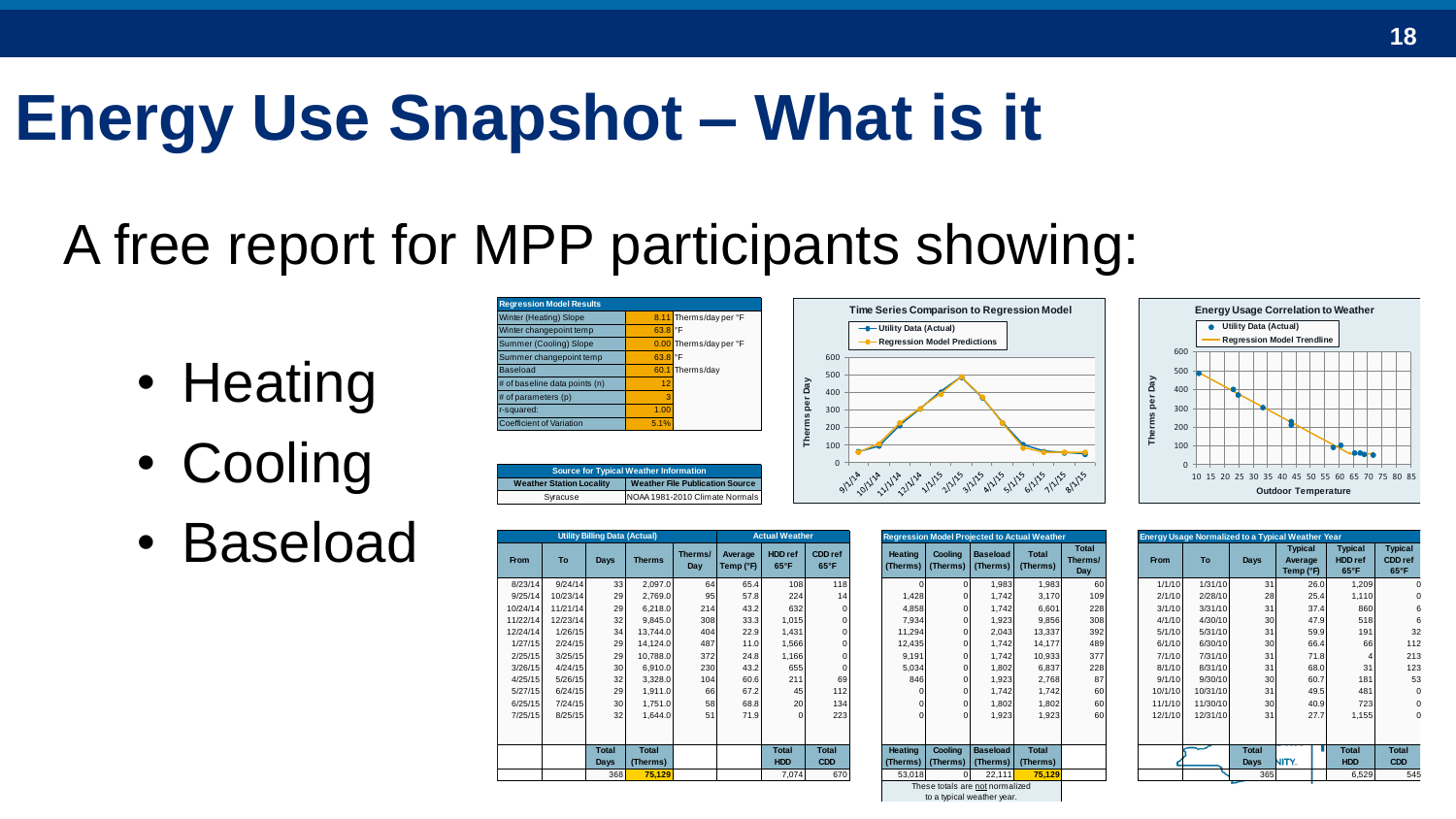# Energy Use Snapshot – What is it

## A free report for MPP participants showing:

- Heating
- Cooling
- Baseload

| Regression Model Results | | |
|---|---|---|
| Winter (Heating) Slope | 8.11 | Therms/day per °F |
| Winter changepoint temp | 63.8 | °F |
| Summer (Cooling) Slope | 0.00 | Therms/day per °F |
| Summer changepoint temp | 63.8 | °F |
| Baseload | 60.1 | Therms/day |
| # of baseline data points (n) | 12 | |
| # of parameters (p) | 3 | |
| r-squared: | 1.00 | |
| Coefficient of Variation | 5.1% | |

| Source for Typical Weather Information | |
|---|---|
| Weather Station Locality | Weather File Publication Source |
| Syracuse | NOAA 1981-2010 Climate Normals |

**Time Series Comparison to Regression Model**

- Utility Data (Actual)
- Regression Model Predictions

**Energy Usage Correlation to Weather**

- Utility Data (Actual)
- Regression Model Trendline

| Utility Billing Data (Actual) | | | | | Actual Weather | | | Regression Model Projected to Actual Weather | | | | |
|---|---|---|---|---|---|---|---|---|---|---|---|---|
| From | To | Days | Therms | Therms/ Day | Average Temp (°F) | HDD ref 65°F | CDD ref 65°F | Heating (Therms) | Cooling (Therms) | Baseload (Therms) | Total (Therms) | Total Therms/ Day |
| 8/23/14 | 9/24/14 | 33 | 2,097.0 | 64 | 65.4 | 108 | 118 | 0 | 0 | 1,983 | 1,983 | 60 |
| 9/25/14 | 10/23/14 | 29 | 2,769.0 | 95 | 57.8 | 224 | 14 | 1,428 | 0 | 1,742 | 3,170 | 109 |
| 10/24/14 | 11/21/14 | 29 | 6,218.0 | 214 | 43.2 | 632 | 0 | 4,858 | 0 | 1,742 | 6,601 | 228 |
| 11/22/14 | 12/23/14 | 32 | 9,845.0 | 308 | 33.3 | 1,015 | 0 | 7,934 | 0 | 1,923 | 9,856 | 308 |
| 12/24/14 | 1/26/15 | 34 | 13,744.0 | 404 | 22.9 | 1,431 | 0 | 11,294 | 0 | 2,043 | 13,337 | 392 |
| 1/27/15 | 2/24/15 | 29 | 14,124.0 | 487 | 11.0 | 1,566 | 0 | 12,435 | 0 | 1,742 | 14,177 | 489 |
| 2/25/15 | 3/25/15 | 29 | 10,788.0 | 372 | 24.8 | 1,166 | 0 | 9,191 | 0 | 1,742 | 10,933 | 377 |
| 3/26/15 | 4/24/15 | 30 | 6,910.0 | 230 | 43.2 | 655 | 0 | 5,034 | 0 | 1,802 | 6,837 | 228 |
| 4/25/15 | 5/26/15 | 32 | 3,328.0 | 104 | 60.6 | 211 | 69 | 846 | 0 | 1,923 | 2,768 | 87 |
| 5/27/15 | 6/24/15 | 29 | 1,911.0 | 66 | 67.2 | 45 | 112 | 0 | 0 | 1,742 | 1,742 | 60 |
| 6/25/15 | 7/24/15 | 30 | 1,751.0 | 58 | 68.8 | 20 | 134 | 0 | 0 | 1,802 | 1,802 | 60 |
| 7/25/15 | 8/25/15 | 32 | 1,644.0 | 51 | 71.9 | 0 | 223 | 0 | 0 | 1,923 | 1,923 | 60 |
| | | Total Days | Total (Therms) | | | Total HDD | Total CDD | Heating (Therms) | Cooling (Therms) | Baseload (Therms) | Total (Therms) | |
| | | 368 | 75,129 | | | 7,074 | 670 | 53,018 | 0 | 22,111 | 75,129 | |

These totals are not normalized to a typical weather year.

| Energy Usage Normalized to a Typical Weather Year | | | | | |
|---|---|---|---|---|---|
| From | To | Days | Typical Average Temp (°F) | Typical HDD ref 65°F | Typical CDD ref 65°F |
| 1/1/10 | 1/31/10 | 31 | 26.0 | 1,209 | 0 |
| 2/1/10 | 2/28/10 | 28 | 25.4 | 1,110 | 0 |
| 3/1/10 | 3/31/10 | 31 | 37.4 | 860 | 6 |
| 4/1/10 | 4/30/10 | 30 | 47.9 | 518 | 6 |
| 5/1/10 | 5/31/10 | 31 | 59.9 | 191 | 32 |
| 6/1/10 | 6/30/10 | 30 | 66.4 | 66 | 112 |
| 7/1/10 | 7/31/10 | 31 | 71.8 | 4 | 213 |
| 8/1/10 | 8/31/10 | 31 | 68.0 | 31 | 123 |
| 9/1/10 | 9/30/10 | 30 | 60.7 | 181 | 53 |
| 10/1/10 | 10/31/10 | 31 | 49.5 | 481 | 0 |
| 11/1/10 | 11/30/10 | 30 | 40.9 | 723 | 0 |
| 12/1/10 | 12/31/10 | 31 | 27.7 | 1,155 | 0 |
| | | Total Days | | Total HDD | Total CDD |
| | | 365 | | 6,529 | 545 |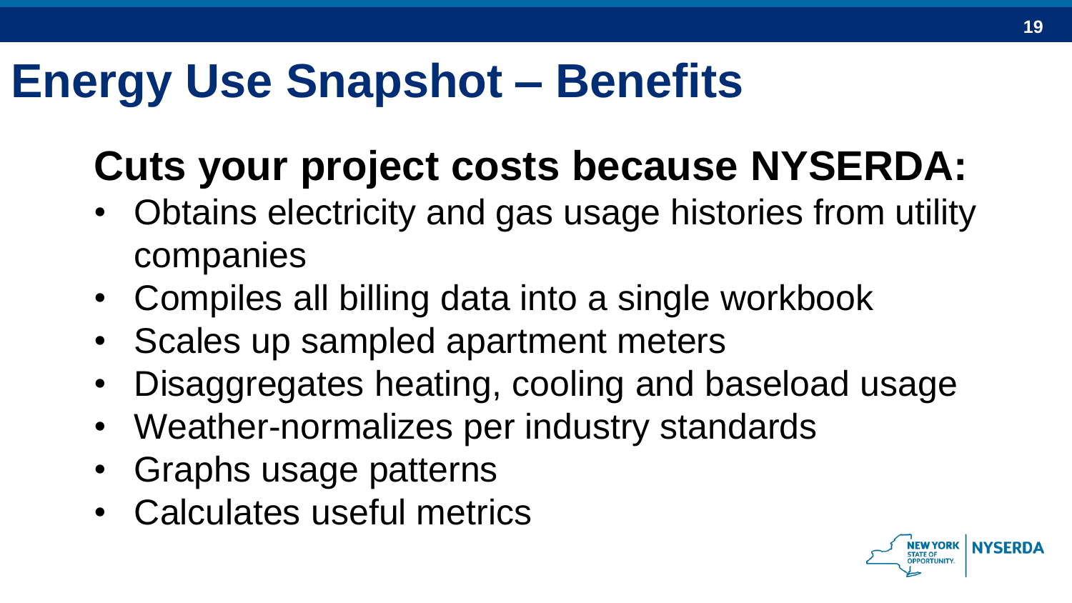# Energy Use Snapshot – Benefits

## Cuts your project costs because NYSERDA:

- Obtains electricity and gas usage histories from utility companies
- Compiles all billing data into a single workbook
- Scales up sampled apartment meters
- Disaggregates heating, cooling and baseload usage
- Weather-normalizes per industry standards
- Graphs usage patterns
- Calculates useful metrics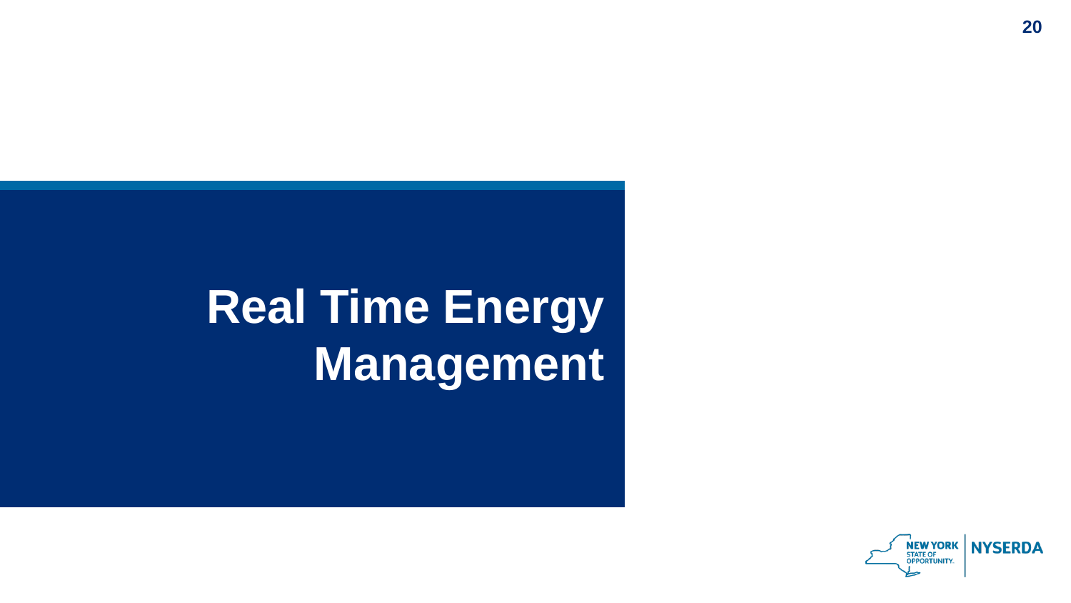# Real Time Energy Management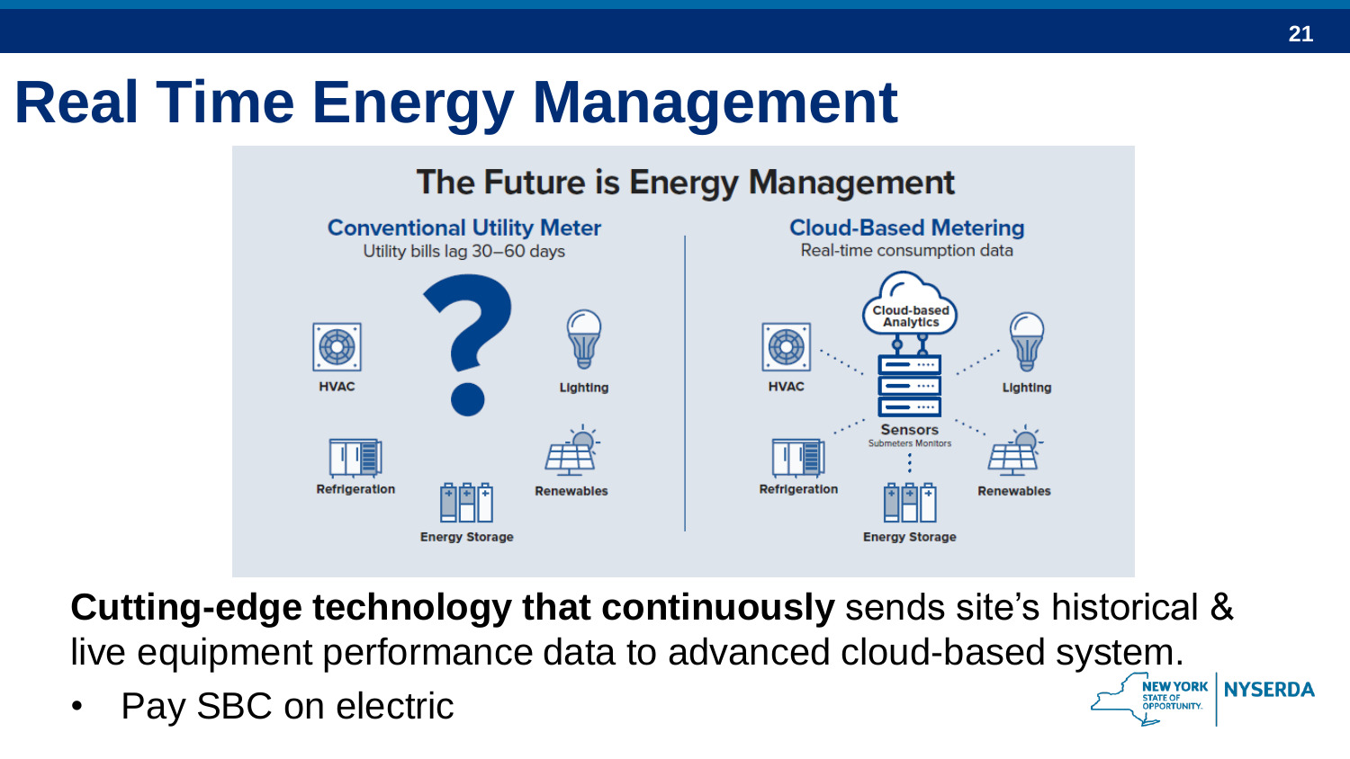# Real Time Energy Management

## The Future is Energy Management

### Conventional Utility Meter

Utility bills lag 30–60 days

HVAC

Lighting

Refrigeration

Renewables

Energy Storage

### Cloud-Based Metering

Real-time consumption data

Cloud-based Analytics

HVAC

Lighting

Sensors

Submeters Monitors

Refrigeration

Renewables

Energy Storage

**Cutting-edge technology that continuously** sends site's historical & live equipment performance data to advanced cloud-based system.

- Pay SBC on electric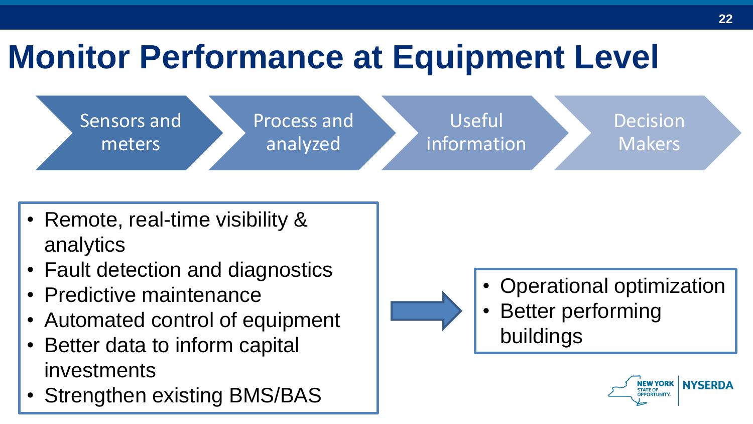# Monitor Performance at Equipment Level

Sensors and meters → Process and analyzed → Useful information → Decision Makers

- Remote, real-time visibility & analytics
- Fault detection and diagnostics
- Predictive maintenance
- Automated control of equipment
- Better data to inform capital investments
- Strengthen existing BMS/BAS

→

- Operational optimization
- Better performing buildings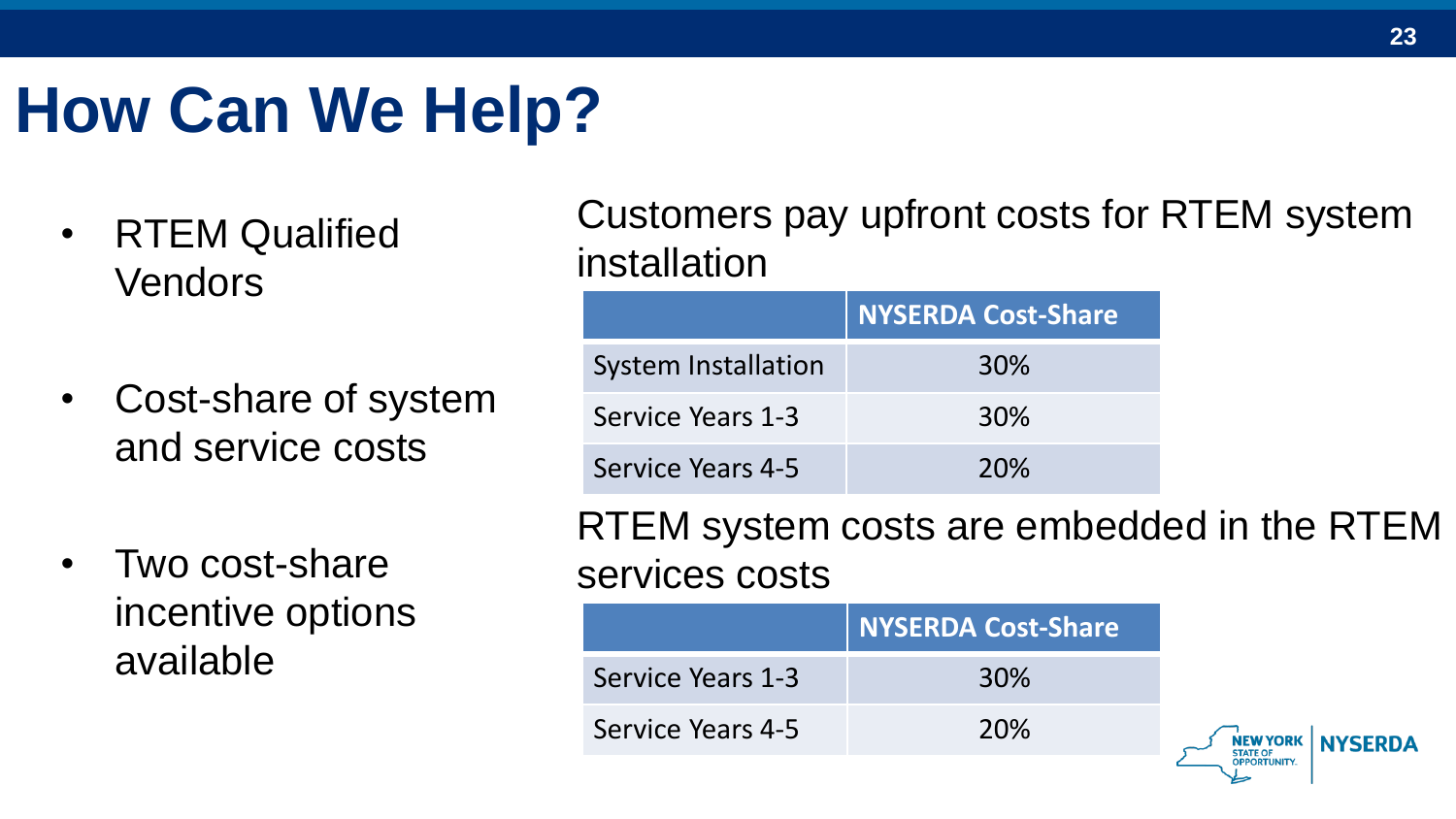# How Can We Help?

- RTEM Qualified Vendors
- Cost-share of system and service costs
- Two cost-share incentive options available

Customers pay upfront costs for RTEM system installation

| | NYSERDA Cost-Share |
|---|---|
| System Installation | 30% |
| Service Years 1-3 | 30% |
| Service Years 4-5 | 20% |

RTEM system costs are embedded in the RTEM services costs

| | NYSERDA Cost-Share |
|---|---|
| Service Years 1-3 | 30% |
| Service Years 4-5 | 20% |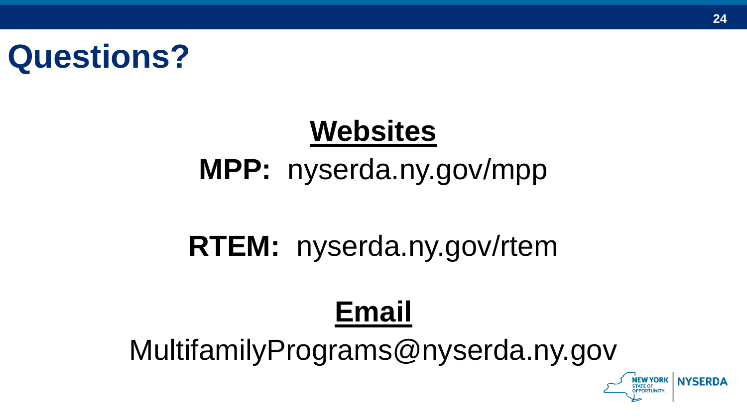# Questions?

## Websites

**MPP:** nyserda.ny.gov/mpp

**RTEM:** nyserda.ny.gov/rtem

## Email

MultifamilyPrograms@nyserda.ny.gov